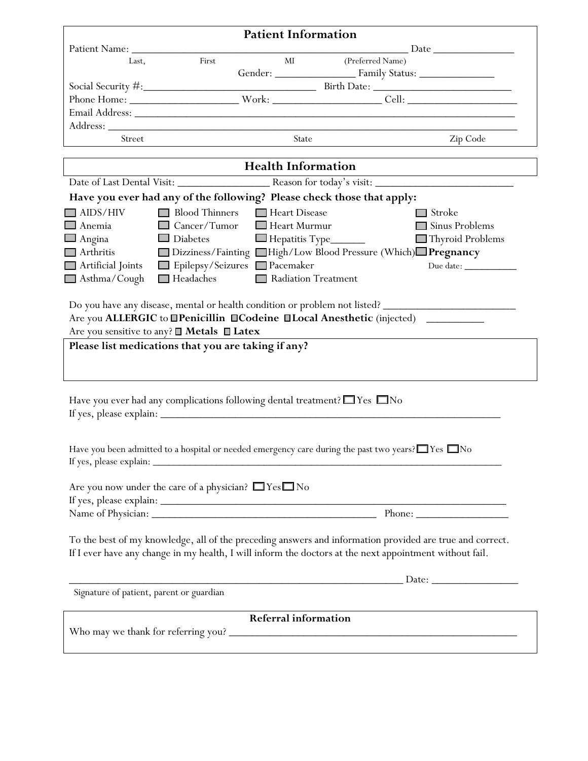## Patient Information

Patient Name: ___________________________________________________ Date _______________

Last, First MI (Preferred Name)

Gender: _______________ Family Status: ______________

Social Security #:______________________________ Birth Date: __________________________

Phone Home: ___________________ Work: ___________________ Cell: ___________________

Email Address: ________________________________________________________________________

Address: ______________________________________________________________________________

Street State Zip Code

## Health Information

Date of Last Dental Visit: _________________ Reason for today's visit: _________________________

**Have you ever had any of the following? Please check those that apply:**

- ☐ AIDS/HIV
- ☐ Anemia
- ☐ Angina
- ☐ Arthritis
- ☐ Artificial Joints
- ☐ Asthma/Cough
- ☐ Blood Thinners
- ☐ Cancer/Tumor
- ☐ Diabetes
- ☐ Dizziness/Fainting
- ☐ Epilepsy/Seizures
- ☐ Headaches
- ☐ Heart Disease
- ☐ Heart Murmur
- ☐ Hepatitis Type______
- ☐ High/Low Blood Pressure (Which)
- ☐ Pacemaker
- ☐ Radiation Treatment
- ☐ Stroke
- ☐ Sinus Problems
- ☐ Thyroid Problems
- ☐ **Pregnancy** Due date: __________

Do you have any disease, mental or health condition or problem not listed? _______________________

Are you **ALLERGIC** to ☐**Penicillin** ☐**Codeine** ☐**Local Anesthetic** (injected) __________

Are you sensitive to any? ☐ **Metals** ☐ **Latex**

**Please list medications that you are taking if any?**

Have you ever had any complications following dental treatment? ☐ Yes ☐ No

If yes, please explain: _____________________________________________________________

Have you been admitted to a hospital or needed emergency care during the past two years? ☐ Yes ☐ No

If yes, please explain: _____________________________________________________________

Are you now under the care of a physician? ☐ Yes ☐ No

If yes, please explain: _____________________________________________________________

Name of Physician: ________________________________________ Phone: ________________

To the best of my knowledge, all of the preceding answers and information provided are true and correct. If I ever have any change in my health, I will inform the doctors at the next appointment without fail.

______________________________________________________________ Date: ________________

Signature of patient, parent or guardian

## Referral information

Who may we thank for referring you? ____________________________________________________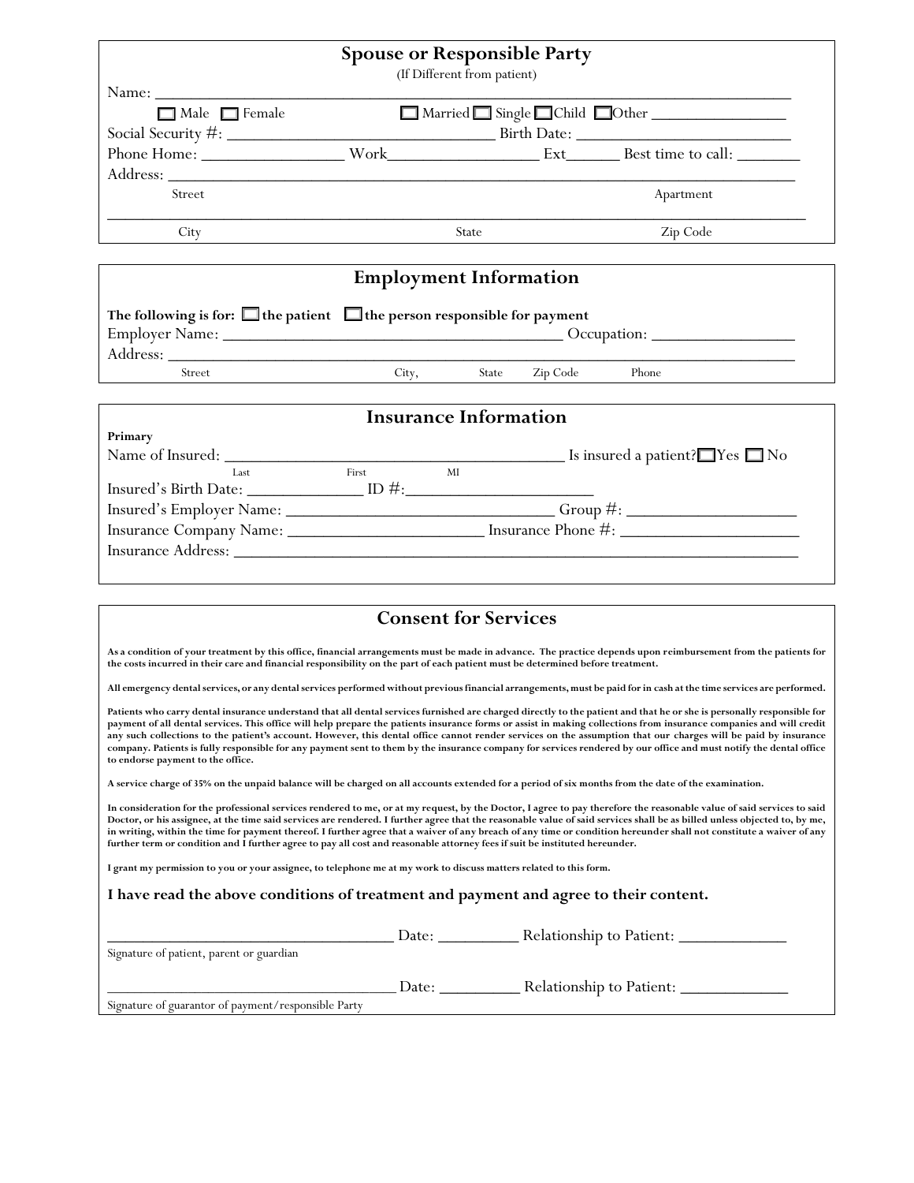## Spouse or Responsible Party

(If Different from patient)

Name: ___________________________________________________________________________

☐ Male ☐ Female ☐ Married ☐ Single ☐ Child ☐ Other ________________

Social Security #: _______________________________ Birth Date: _________________________

Phone Home: _________________ Work_________________ Ext______ Best time to call: _______

Address: ___________________________________________________________________________

Street Apartment

_______________________________________________________________________________________

City State Zip Code

## Employment Information

**The following is for: ☐ the patient ☐ the person responsible for payment**

Employer Name: ________________________________________ Occupation: ________________

Address: ___________________________________________________________________________

Street City, State Zip Code Phone

## Insurance Information

**Primary**

Name of Insured: ________________________________________ Is insured a patient? ☐ Yes ☐ No

Last First MI

Insured's Birth Date: ______________ ID #:______________________

Insured's Employer Name: ______________________________ Group #: ___________________

Insurance Company Name: _______________________ Insurance Phone #: ____________________

Insurance Address: ______________________________________________________________________

## Consent for Services

**As a condition of your treatment by this office, financial arrangements must be made in advance. The practice depends upon reimbursement from the patients for the costs incurred in their care and financial responsibility on the part of each patient must be determined before treatment.**

**All emergency dental services, or any dental services performed without previous financial arrangements, must be paid for in cash at the time services are performed.**

**Patients who carry dental insurance understand that all dental services furnished are charged directly to the patient and that he or she is personally responsible for payment of all dental services. This office will help prepare the patients insurance forms or assist in making collections from insurance companies and will credit any such collections to the patient's account. However, this dental office cannot render services on the assumption that our charges will be paid by insurance company. Patients is fully responsible for any payment sent to them by the insurance company for services rendered by our office and must notify the dental office to endorse payment to the office.**

**A service charge of 35% on the unpaid balance will be charged on all accounts extended for a period of six months from the date of the examination.**

**In consideration for the professional services rendered to me, or at my request, by the Doctor, I agree to pay therefore the reasonable value of said services to said Doctor, or his assignee, at the time said services are rendered. I further agree that the reasonable value of said services shall be as billed unless objected to, by me, in writing, within the time for payment thereof. I further agree that a waiver of any breach of any time or condition hereunder shall not constitute a waiver of any further term or condition and I further agree to pay all cost and reasonable attorney fees if suit be instituted hereunder.**

**I grant my permission to you or your assignee, to telephone me at my work to discuss matters related to this form.**

**I have read the above conditions of treatment and payment and agree to their content.**

___________________________________ Date: _________ Relationship to Patient: ____________

Signature of patient, parent or guardian

___________________________________ Date: _________ Relationship to Patient: ____________

Signature of guarantor of payment/responsible Party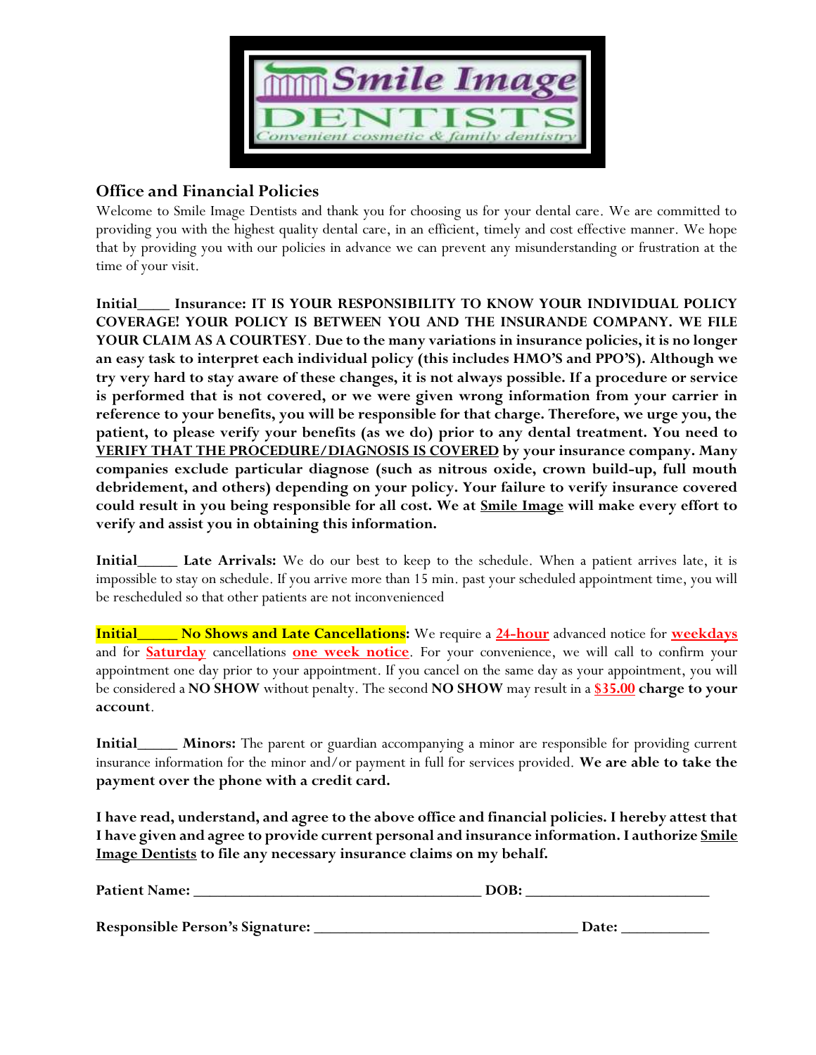## Office and Financial Policies

Welcome to Smile Image Dentists and thank you for choosing us for your dental care. We are committed to providing you with the highest quality dental care, in an efficient, timely and cost effective manner. We hope that by providing you with our policies in advance we can prevent any misunderstanding or frustration at the time of your visit.

**Initial____ Insurance: IT IS YOUR RESPONSIBILITY TO KNOW YOUR INDIVIDUAL POLICY COVERAGE! YOUR POLICY IS BETWEEN YOU AND THE INSURANDE COMPANY. WE FILE YOUR CLAIM AS A COURTESY. Due to the many variations in insurance policies, it is no longer an easy task to interpret each individual policy (this includes HMO'S and PPO'S). Although we try very hard to stay aware of these changes, it is not always possible. If a procedure or service is performed that is not covered, or we were given wrong information from your carrier in reference to your benefits, you will be responsible for that charge. Therefore, we urge you, the patient, to please verify your benefits (as we do) prior to any dental treatment. You need to VERIFY THAT THE PROCEDURE/DIAGNOSIS IS COVERED by your insurance company. Many companies exclude particular diagnose (such as nitrous oxide, crown build-up, full mouth debridement, and others) depending on your policy. Your failure to verify insurance covered could result in you being responsible for all cost. We at Smile Image will make every effort to verify and assist you in obtaining this information.**

**Initial_____ Late Arrivals:** We do our best to keep to the schedule. When a patient arrives late, it is impossible to stay on schedule. If you arrive more than 15 min. past your scheduled appointment time, you will be rescheduled so that other patients are not inconvenienced

**Initial_____ No Shows and Late Cancellations:** We require a **24-hour** advanced notice for **weekdays** and for **Saturday** cancellations **one week notice**. For your convenience, we will call to confirm your appointment one day prior to your appointment. If you cancel on the same day as your appointment, you will be considered a **NO SHOW** without penalty. The second **NO SHOW** may result in a **$35.00** **charge to your account**.

**Initial_____ Minors:** The parent or guardian accompanying a minor are responsible for providing current insurance information for the minor and/or payment in full for services provided. **We are able to take the payment over the phone with a credit card.**

**I have read, understand, and agree to the above office and financial policies. I hereby attest that I have given and agree to provide current personal and insurance information. I authorize Smile Image Dentists to file any necessary insurance claims on my behalf.**

**Patient Name:** ____________________________________ **DOB:** ______________________

**Responsible Person's Signature:** _________________________________ **Date:** ___________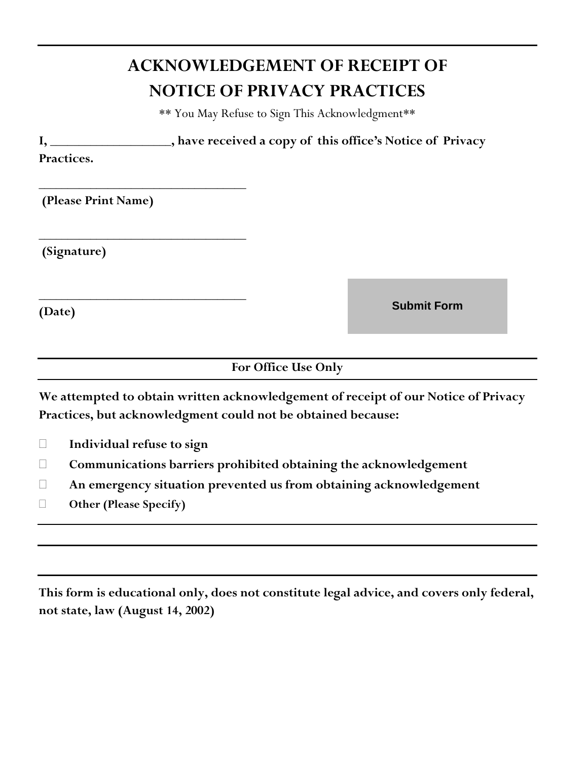# ACKNOWLEDGEMENT OF RECEIPT OF NOTICE OF PRIVACY PRACTICES

** You May Refuse to Sign This Acknowledgment**

**I, ___________________, have received a copy of this office's Notice of Privacy Practices.**

_________________________________

**(Please Print Name)**

_________________________________

**(Signature)**

_________________________________

**(Date)**

Submit Form

---

**For Office Use Only**

---

**We attempted to obtain written acknowledgement of receipt of our Notice of Privacy Practices, but acknowledgment could not be obtained because:**

- ☐ **Individual refuse to sign**
- ☐ **Communications barriers prohibited obtaining the acknowledgement**
- ☐ **An emergency situation prevented us from obtaining acknowledgement**
- ☐ **Other (Please Specify)**

---

---

---

**This form is educational only, does not constitute legal advice, and covers only federal, not state, law (August 14, 2002)**